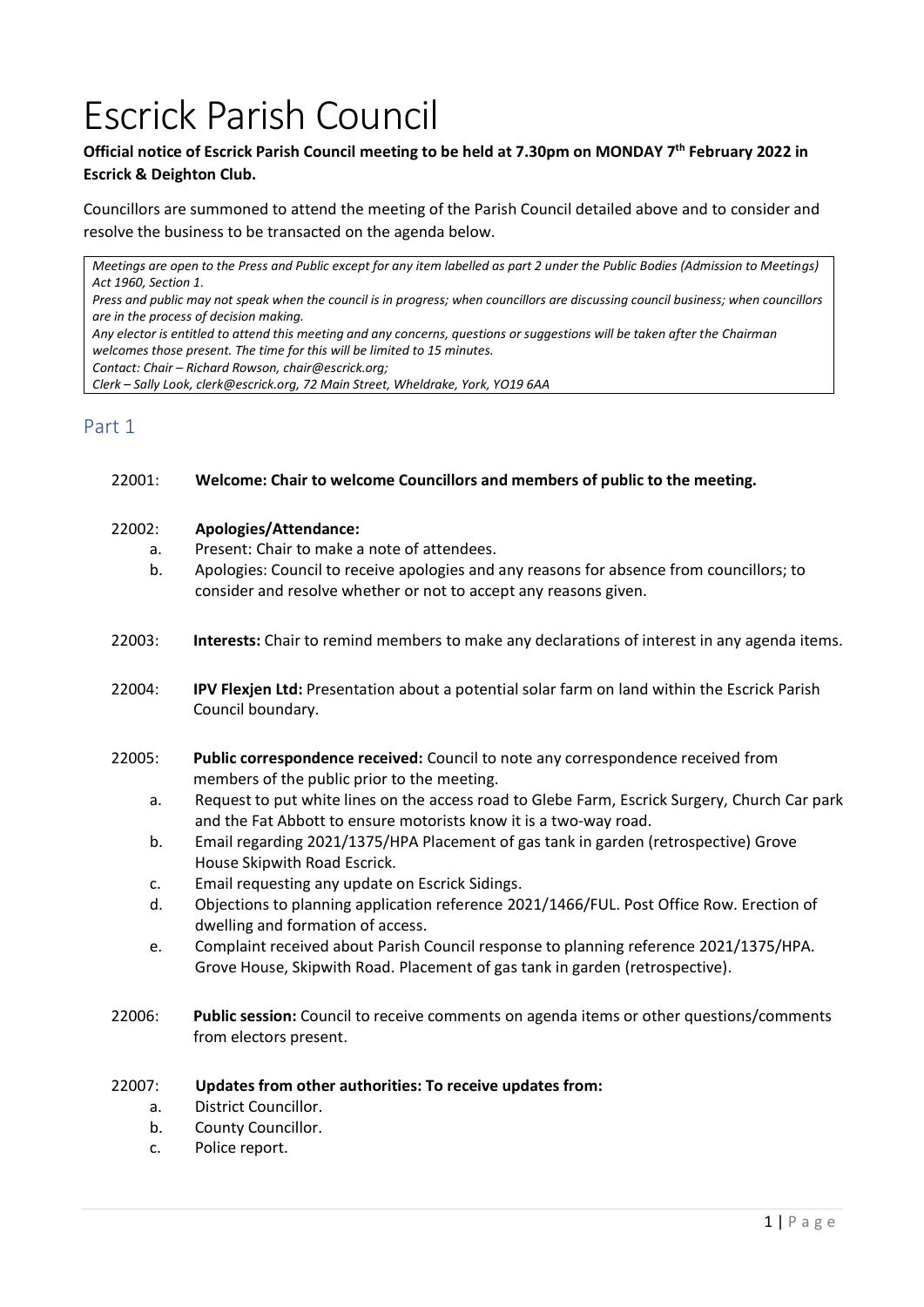# Escrick Parish Council

**Official notice of Escrick Parish Council meeting to be held at 7.30pm on MONDAY 7th February 2022 in Escrick & Deighton Club.**

Councillors are summoned to attend the meeting of the Parish Council detailed above and to consider and resolve the business to be transacted on the agenda below.

*Meetings are open to the Press and Public except for any item labelled as part 2 under the Public Bodies (Admission to Meetings) Act 1960, Section 1.*
*Press and public may not speak when the council is in progress; when councillors are discussing council business; when councillors are in the process of decision making.*
*Any elector is entitled to attend this meeting and any concerns, questions or suggestions will be taken after the Chairman welcomes those present. The time for this will be limited to 15 minutes.*
*Contact: Chair – Richard Rowson, chair@escrick.org;*
*Clerk – Sally Look, clerk@escrick.org, 72 Main Street, Wheldrake, York, YO19 6AA*

## Part 1

22001: **Welcome: Chair to welcome Councillors and members of public to the meeting.**

22002: **Apologies/Attendance:**

a. Present: Chair to make a note of attendees.
b. Apologies: Council to receive apologies and any reasons for absence from councillors; to consider and resolve whether or not to accept any reasons given.

22003: **Interests:** Chair to remind members to make any declarations of interest in any agenda items.

22004: **IPV Flexjen Ltd:** Presentation about a potential solar farm on land within the Escrick Parish Council boundary.

22005: **Public correspondence received:** Council to note any correspondence received from members of the public prior to the meeting.

a. Request to put white lines on the access road to Glebe Farm, Escrick Surgery, Church Car park and the Fat Abbott to ensure motorists know it is a two-way road.
b. Email regarding 2021/1375/HPA Placement of gas tank in garden (retrospective) Grove House Skipwith Road Escrick.
c. Email requesting any update on Escrick Sidings.
d. Objections to planning application reference 2021/1466/FUL. Post Office Row. Erection of dwelling and formation of access.
e. Complaint received about Parish Council response to planning reference 2021/1375/HPA. Grove House, Skipwith Road. Placement of gas tank in garden (retrospective).

22006: **Public session:** Council to receive comments on agenda items or other questions/comments from electors present.

22007: **Updates from other authorities: To receive updates from:**

a. District Councillor.
b. County Councillor.
c. Police report.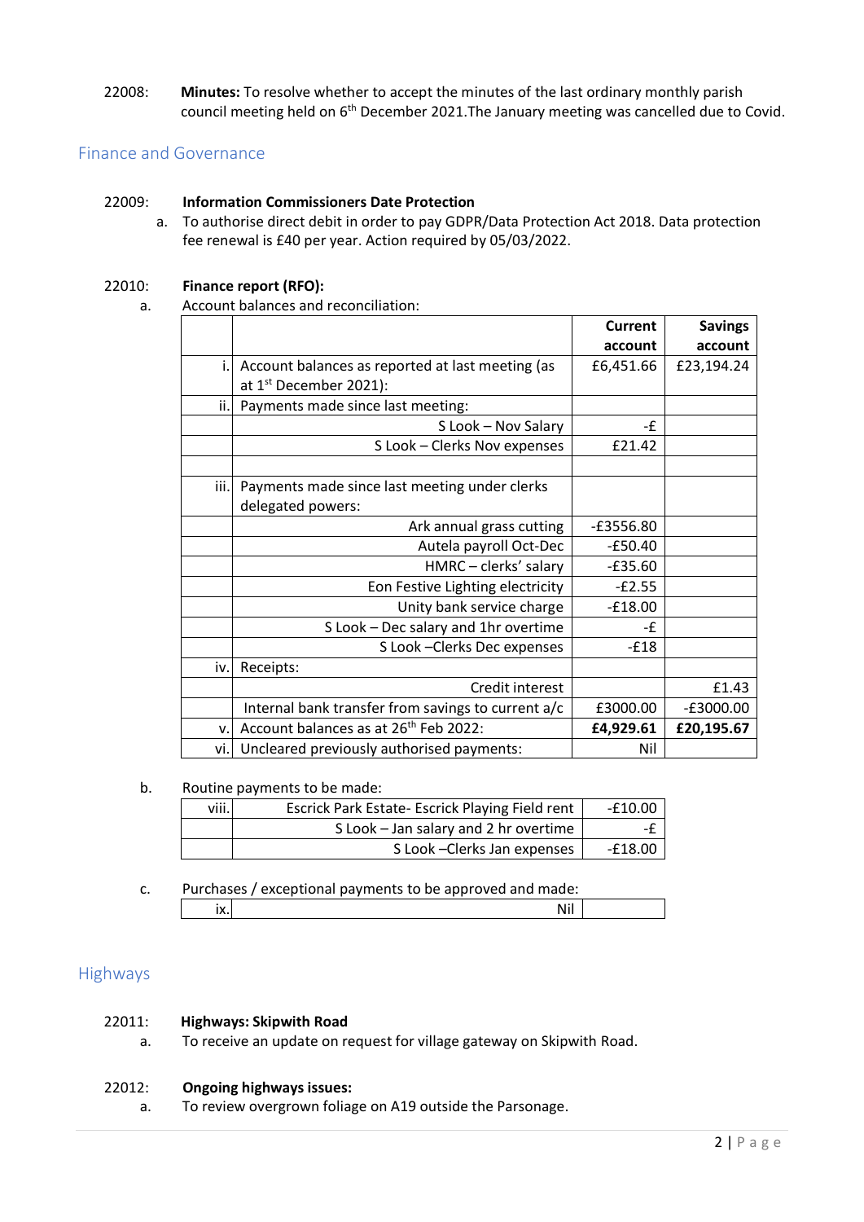22008: **Minutes:** To resolve whether to accept the minutes of the last ordinary monthly parish council meeting held on 6th December 2021.The January meeting was cancelled due to Covid.

## Finance and Governance

22009: **Information Commissioners Date Protection**

a. To authorise direct debit in order to pay GDPR/Data Protection Act 2018. Data protection fee renewal is £40 per year. Action required by 05/03/2022.

22010: **Finance report (RFO):**

a. Account balances and reconciliation:

| | | **Current account** | **Savings account** |
|---|---|---|---|
| i. | Account balances as reported at last meeting (as at 1st December 2021): | £6,451.66 | £23,194.24 |
| ii. | Payments made since last meeting: | | |
| | S Look – Nov Salary | -£ | |
| | S Look – Clerks Nov expenses | £21.42 | |
| | | | |
| iii. | Payments made since last meeting under clerks delegated powers: | | |
| | Ark annual grass cutting | -£3556.80 | |
| | Autela payroll Oct-Dec | -£50.40 | |
| | HMRC – clerks' salary | -£35.60 | |
| | Eon Festive Lighting electricity | -£2.55 | |
| | Unity bank service charge | -£18.00 | |
| | S Look – Dec salary and 1hr overtime | -£ | |
| | S Look –Clerks Dec expenses | -£18 | |
| iv. | Receipts: | | |
| | Credit interest | | £1.43 |
| | Internal bank transfer from savings to current a/c | £3000.00 | -£3000.00 |
| v. | Account balances as at 26th Feb 2022: | **£4,929.61** | **£20,195.67** |
| vi. | Uncleared previously authorised payments: | Nil | |

b. Routine payments to be made:

| | | |
|---|---|---|
| viii. | Escrick Park Estate- Escrick Playing Field rent | -£10.00 |
| | S Look – Jan salary and 2 hr overtime | -£ |
| | S Look –Clerks Jan expenses | -£18.00 |

c. Purchases / exceptional payments to be approved and made:

| | | |
|---|---|---|
| ix. | Nil | |

## Highways

22011: **Highways: Skipwith Road**

a. To receive an update on request for village gateway on Skipwith Road.

22012: **Ongoing highways issues:**

a. To review overgrown foliage on A19 outside the Parsonage.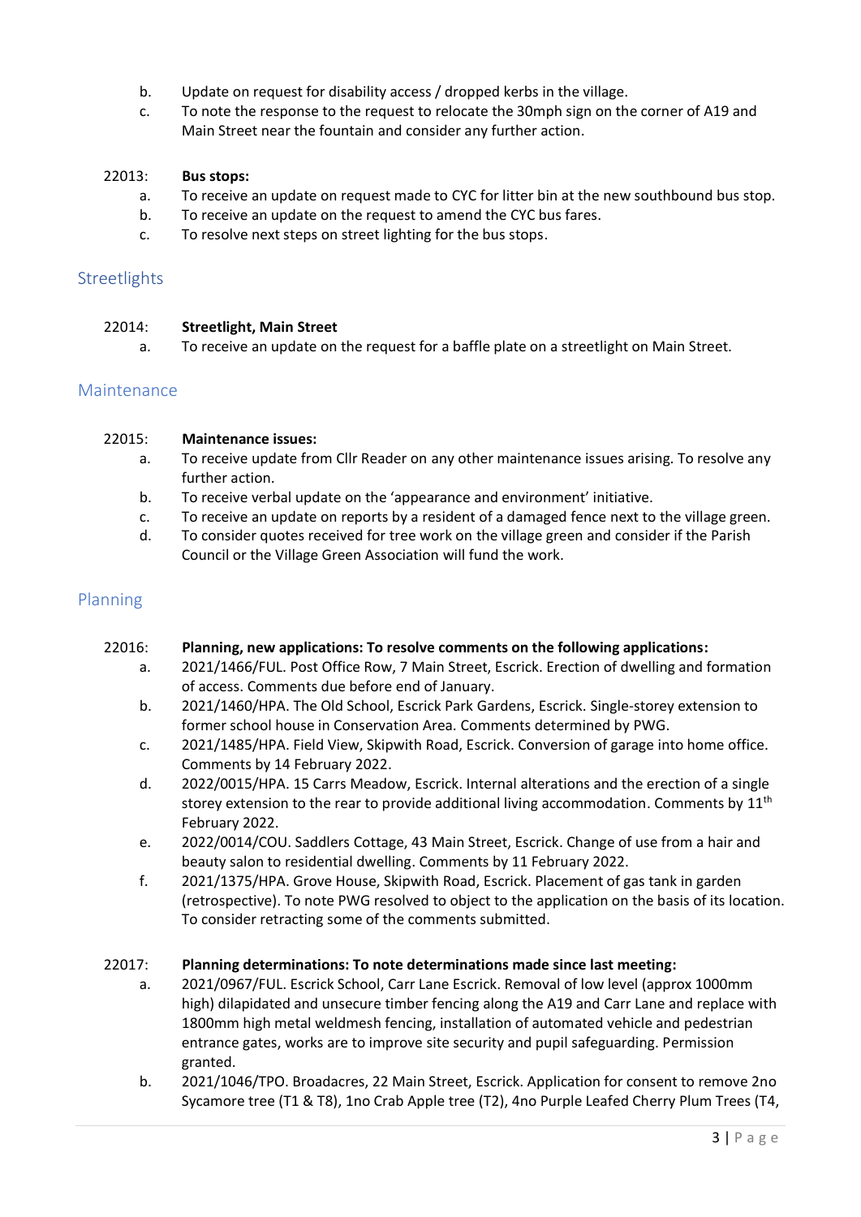b. Update on request for disability access / dropped kerbs in the village.

c. To note the response to the request to relocate the 30mph sign on the corner of A19 and Main Street near the fountain and consider any further action.

22013: **Bus stops:**

a. To receive an update on request made to CYC for litter bin at the new southbound bus stop.

b. To receive an update on the request to amend the CYC bus fares.

c. To resolve next steps on street lighting for the bus stops.

## Streetlights

22014: **Streetlight, Main Street**

a. To receive an update on the request for a baffle plate on a streetlight on Main Street.

## Maintenance

22015: **Maintenance issues:**

a. To receive update from Cllr Reader on any other maintenance issues arising. To resolve any further action.

b. To receive verbal update on the 'appearance and environment' initiative.

c. To receive an update on reports by a resident of a damaged fence next to the village green.

d. To consider quotes received for tree work on the village green and consider if the Parish Council or the Village Green Association will fund the work.

## Planning

22016: **Planning, new applications: To resolve comments on the following applications:**

a. 2021/1466/FUL. Post Office Row, 7 Main Street, Escrick. Erection of dwelling and formation of access. Comments due before end of January.

b. 2021/1460/HPA. The Old School, Escrick Park Gardens, Escrick. Single-storey extension to former school house in Conservation Area. Comments determined by PWG.

c. 2021/1485/HPA. Field View, Skipwith Road, Escrick. Conversion of garage into home office. Comments by 14 February 2022.

d. 2022/0015/HPA. 15 Carrs Meadow, Escrick. Internal alterations and the erection of a single storey extension to the rear to provide additional living accommodation. Comments by 11th February 2022.

e. 2022/0014/COU. Saddlers Cottage, 43 Main Street, Escrick. Change of use from a hair and beauty salon to residential dwelling. Comments by 11 February 2022.

f. 2021/1375/HPA. Grove House, Skipwith Road, Escrick. Placement of gas tank in garden (retrospective). To note PWG resolved to object to the application on the basis of its location. To consider retracting some of the comments submitted.

22017: **Planning determinations: To note determinations made since last meeting:**

a. 2021/0967/FUL. Escrick School, Carr Lane Escrick. Removal of low level (approx 1000mm high) dilapidated and unsecure timber fencing along the A19 and Carr Lane and replace with 1800mm high metal weldmesh fencing, installation of automated vehicle and pedestrian entrance gates, works are to improve site security and pupil safeguarding. Permission granted.

b. 2021/1046/TPO. Broadacres, 22 Main Street, Escrick. Application for consent to remove 2no Sycamore tree (T1 & T8), 1no Crab Apple tree (T2), 4no Purple Leafed Cherry Plum Trees (T4,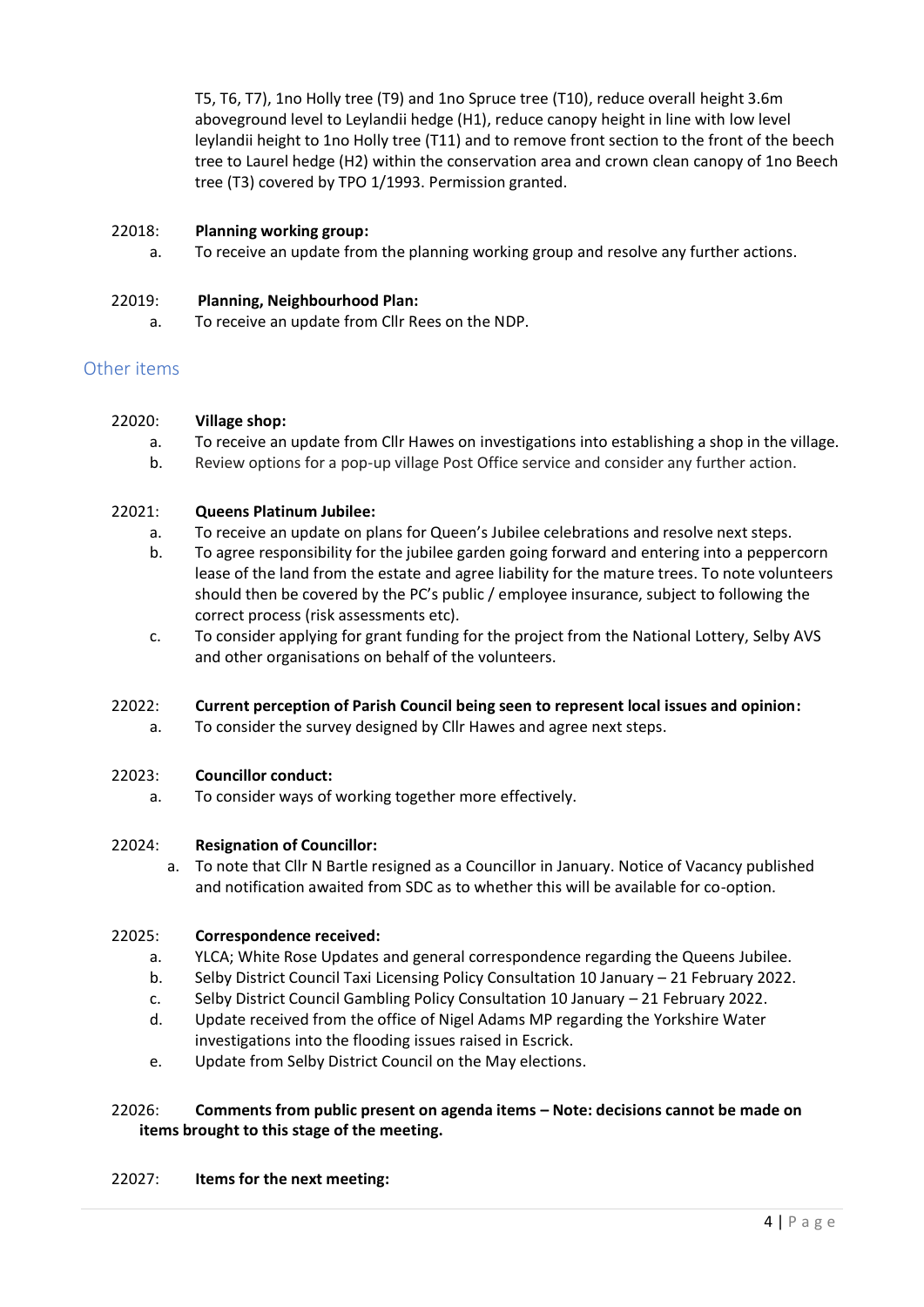T5, T6, T7), 1no Holly tree (T9) and 1no Spruce tree (T10), reduce overall height 3.6m aboveground level to Leylandii hedge (H1), reduce canopy height in line with low level leylandii height to 1no Holly tree (T11) and to remove front section to the front of the beech tree to Laurel hedge (H2) within the conservation area and crown clean canopy of 1no Beech tree (T3) covered by TPO 1/1993. Permission granted.

22018: **Planning working group:**

a. To receive an update from the planning working group and resolve any further actions.

22019: **Planning, Neighbourhood Plan:**

a. To receive an update from Cllr Rees on the NDP.

## Other items

22020: **Village shop:**

a. To receive an update from Cllr Hawes on investigations into establishing a shop in the village.
b. Review options for a pop-up village Post Office service and consider any further action.

22021: **Queens Platinum Jubilee:**

a. To receive an update on plans for Queen's Jubilee celebrations and resolve next steps.
b. To agree responsibility for the jubilee garden going forward and entering into a peppercorn lease of the land from the estate and agree liability for the mature trees. To note volunteers should then be covered by the PC's public / employee insurance, subject to following the correct process (risk assessments etc).
c. To consider applying for grant funding for the project from the National Lottery, Selby AVS and other organisations on behalf of the volunteers.

22022: **Current perception of Parish Council being seen to represent local issues and opinion:**

a. To consider the survey designed by Cllr Hawes and agree next steps.

22023: **Councillor conduct:**

a. To consider ways of working together more effectively.

22024: **Resignation of Councillor:**

a. To note that Cllr N Bartle resigned as a Councillor in January. Notice of Vacancy published and notification awaited from SDC as to whether this will be available for co-option.

22025: **Correspondence received:**

a. YLCA; White Rose Updates and general correspondence regarding the Queens Jubilee.
b. Selby District Council Taxi Licensing Policy Consultation 10 January – 21 February 2022.
c. Selby District Council Gambling Policy Consultation 10 January – 21 February 2022.
d. Update received from the office of Nigel Adams MP regarding the Yorkshire Water investigations into the flooding issues raised in Escrick.
e. Update from Selby District Council on the May elections.

22026: **Comments from public present on agenda items – Note: decisions cannot be made on items brought to this stage of the meeting.**

22027: **Items for the next meeting:**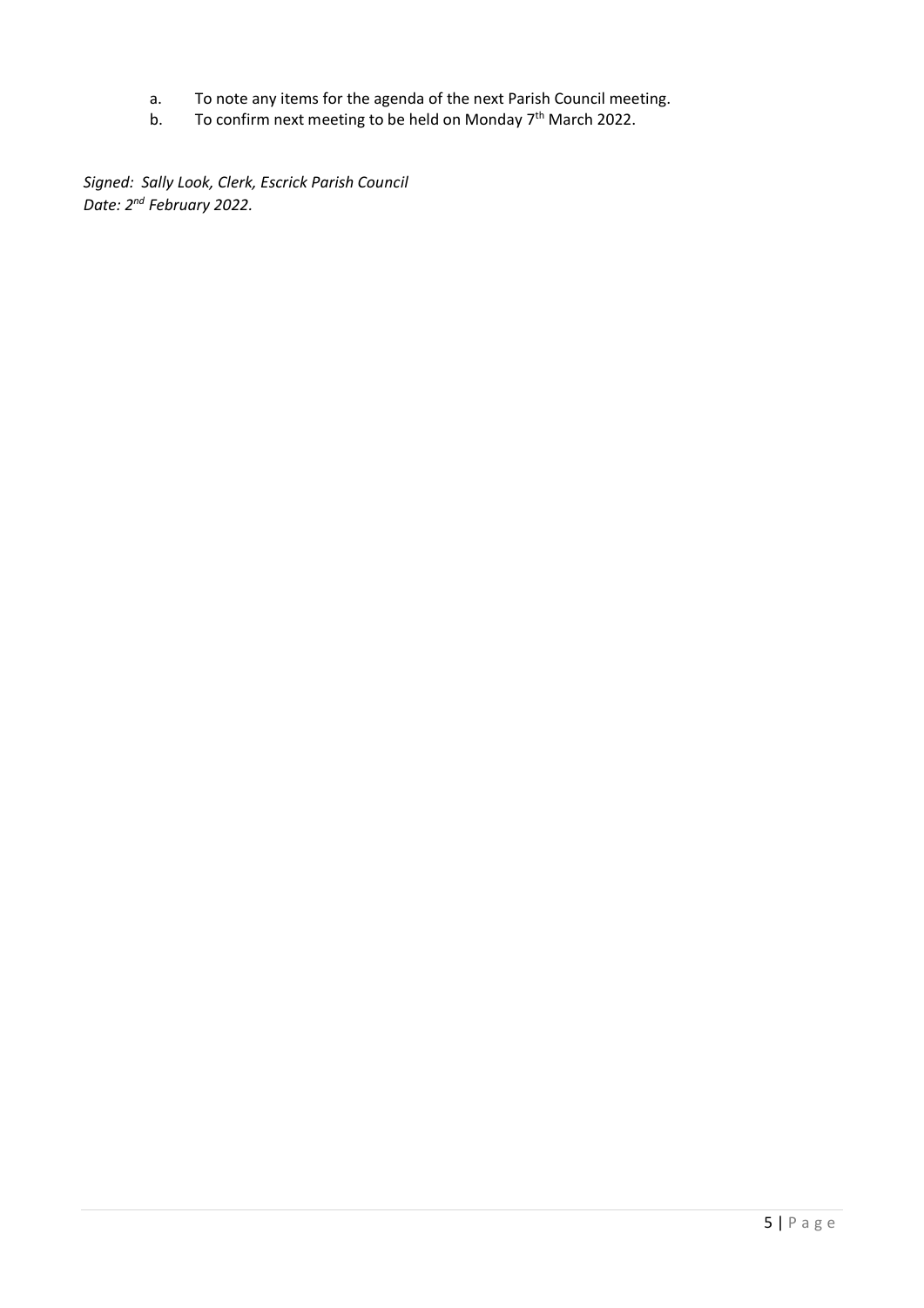a. To note any items for the agenda of the next Parish Council meeting.
b. To confirm next meeting to be held on Monday 7th March 2022.

*Signed: Sally Look, Clerk, Escrick Parish Council*
*Date: 2nd February 2022.*